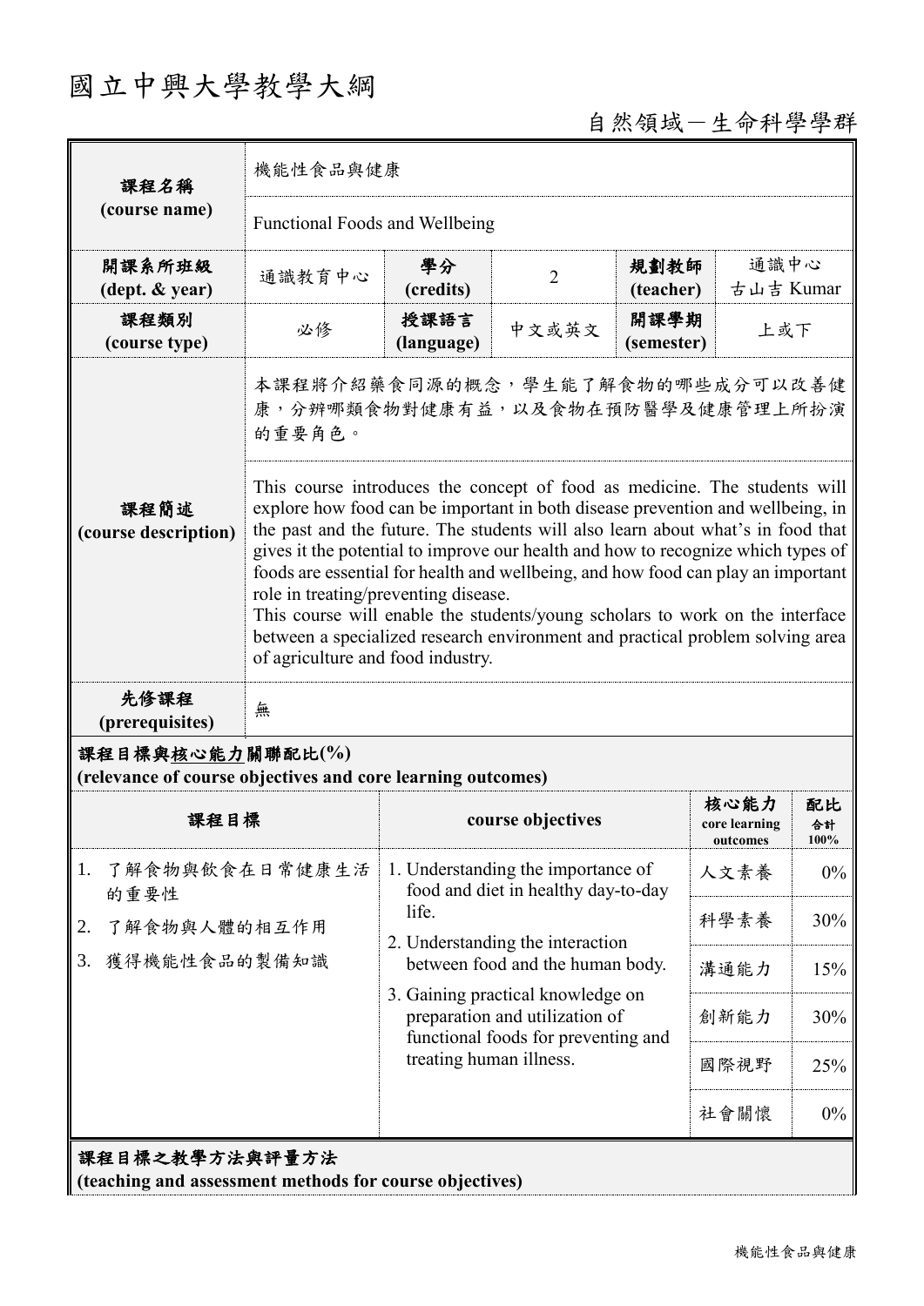# 國立中興大學教學大綱

自然領域－生命科學學群

| 課程名稱 (course name) | 機能性食品與健康 | | | | |
|---|---|---|---|---|---|
| | Functional Foods and Wellbeing | | | | |
| 開課系所班級 (dept. & year) | 通識教育中心 | 學分 (credits) | 2 | 規劃教師 (teacher) | 通識中心 古山吉 Kumar |
| 課程類別 (course type) | 必修 | 授課語言 (language) | 中文或英文 | 開課學期 (semester) | 上或下 |
| 課程簡述 (course description) | 本課程將介紹藥食同源的概念，學生能了解食物的哪些成分可以改善健康，分辨哪類食物對健康有益，以及食物在預防醫學及健康管理上所扮演的重要角色。 | | | | |
| | This course introduces the concept of food as medicine. The students will explore how food can be important in both disease prevention and wellbeing, in the past and the future. The students will also learn about what's in food that gives it the potential to improve our health and how to recognize which types of foods are essential for health and wellbeing, and how food can play an important role in treating/preventing disease. This course will enable the students/young scholars to work on the interface between a specialized research environment and practical problem solving area of agriculture and food industry. | | | | |
| 先修課程 (prerequisites) | 無 | | | | |

## 課程目標與核心能力關聯配比(%)
**(relevance of course objectives and core learning outcomes)**

| 課程目標 | course objectives | 核心能力 core learning outcomes | 配比 合計 100% |
|---|---|---|---|
| 1. 了解食物與飲食在日常健康生活的重要性<br>2. 了解食物與人體的相互作用<br>3. 獲得機能性食品的製備知識 | 1. Understanding the importance of food and diet in healthy day-to-day life.<br>2. Understanding the interaction between food and the human body.<br>3. Gaining practical knowledge on preparation and utilization of functional foods for preventing and treating human illness. | 人文素養 | 0% |
| | | 科學素養 | 30% |
| | | 溝通能力 | 15% |
| | | 創新能力 | 30% |
| | | 國際視野 | 25% |
| | | 社會關懷 | 0% |

## 課程目標之教學方法與評量方法
**(teaching and assessment methods for course objectives)**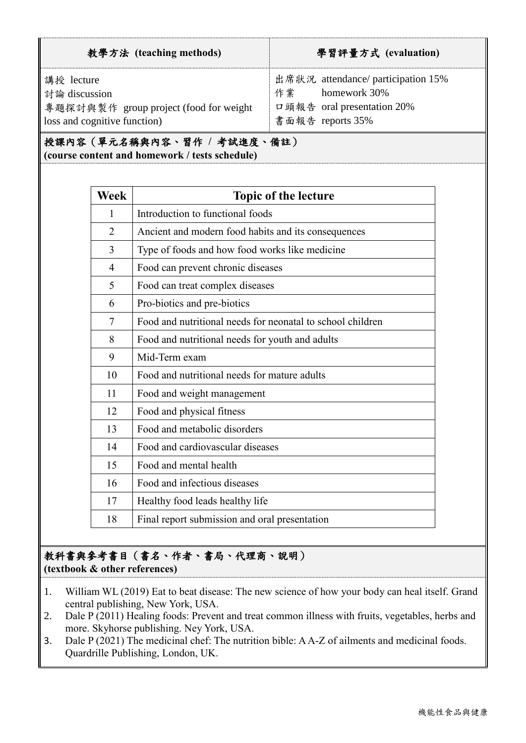| 教學方法 (teaching methods) | 學習評量方式 (evaluation) |
| --- | --- |
| 講授 lecture<br>討論 discussion<br>專題探討與製作 group project (food for weight loss and cognitive function) | 出席狀況 attendance/ participation 15%<br>作業 homework 30%<br>ロ頭報告 oral presentation 20%<br>書面報告 reports 35% |

## 授課內容（單元名稱與內容、習作 / 考試進度、備註）
**(course content and homework / tests schedule)**

| Week | Topic of the lecture |
| --- | --- |
| 1 | Introduction to functional foods |
| 2 | Ancient and modern food habits and its consequences |
| 3 | Type of foods and how food works like medicine |
| 4 | Food can prevent chronic diseases |
| 5 | Food can treat complex diseases |
| 6 | Pro-biotics and pre-biotics |
| 7 | Food and nutritional needs for neonatal to school children |
| 8 | Food and nutritional needs for youth and adults |
| 9 | Mid-Term exam |
| 10 | Food and nutritional needs for mature adults |
| 11 | Food and weight management |
| 12 | Food and physical fitness |
| 13 | Food and metabolic disorders |
| 14 | Food and cardiovascular diseases |
| 15 | Food and mental health |
| 16 | Food and infectious diseases |
| 17 | Healthy food leads healthy life |
| 18 | Final report submission and oral presentation |

## 教科書與參考書目（書名、作者、書局、代理商、說明）
**(textbook & other references)**

1. William WL (2019) Eat to beat disease: The new science of how your body can heal itself. Grand central publishing, New York, USA.
2. Dale P (2011) Healing foods: Prevent and treat common illness with fruits, vegetables, herbs and more. Skyhorse publishing. Ney York, USA.
3. Dale P (2021) The medicinal chef: The nutrition bible: A A-Z of ailments and medicinal foods. Quardrille Publishing, London, UK.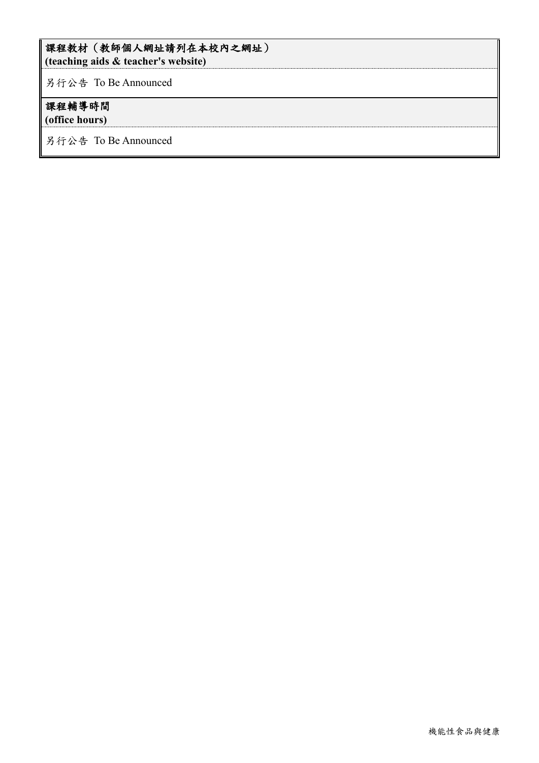**課程教材（教師個人網址請列在本校內之網址）**
**(teaching aids & teacher's website)**

另行公告 To Be Announced

**課程輔導時間**
**(office hours)**

另行公告 To Be Announced